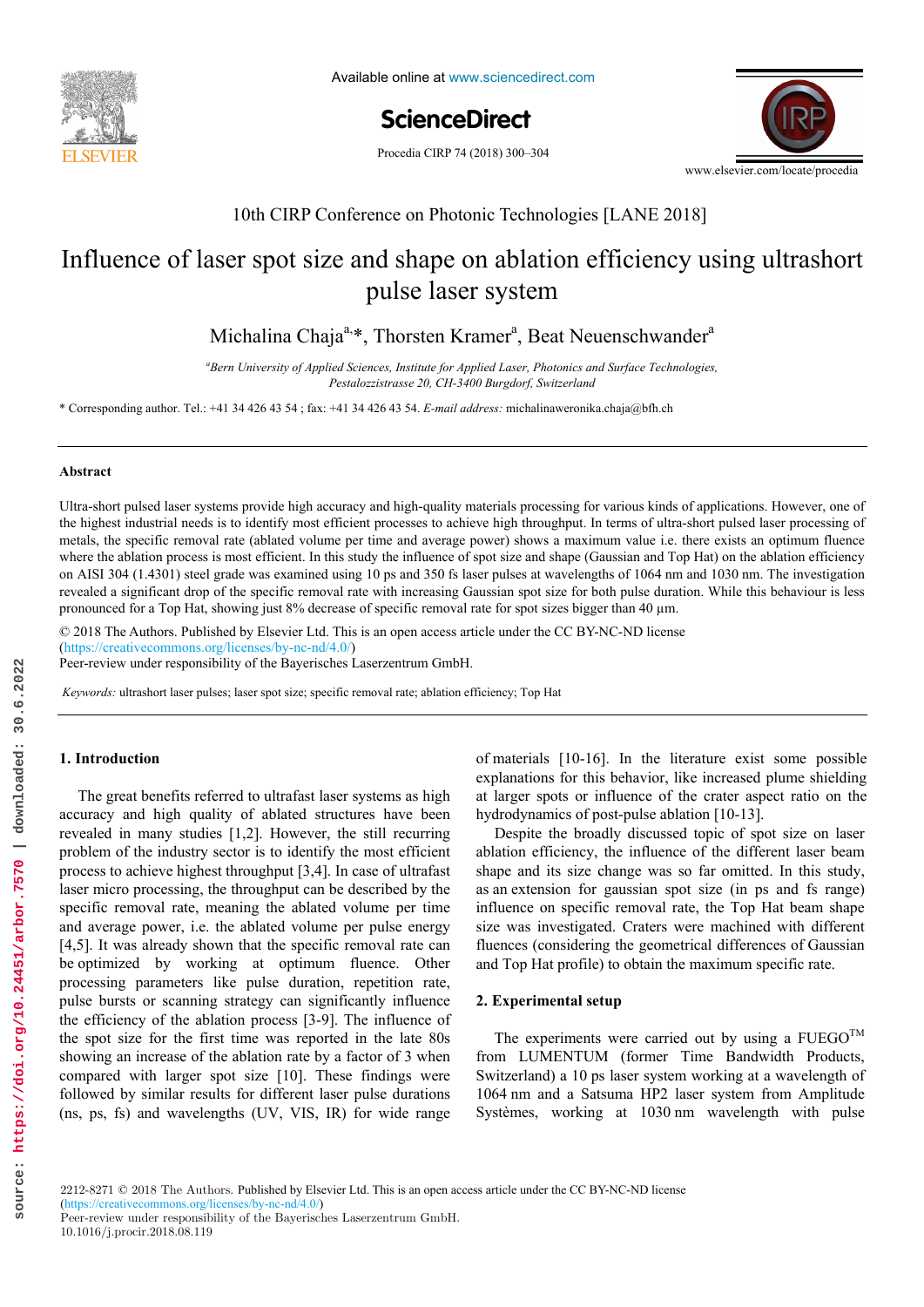10th CIRP Conference on Photonic Technologies [LANE 2018]

# Influence of laser spot size and shape on ablation efficiency using ultrashort pulse laser system

Michalina Chaja[a,]*, Thorsten Kramer[a], Beat Neuenschwander[a]

[a]*Bern University of Applied Sciences, Institute for Applied Laser, Photonics and Surface Technologies, Pestalozzistrasse 20, CH-3400 Burgdorf, Switzerland*

\* Corresponding author. Tel.: +41 34 426 43 54 ; fax: +41 34 426 43 54. *E-mail address:* michalinaweronika.chaja@bfh.ch

### Abstract

Ultra-short pulsed laser systems provide high accuracy and high-quality materials processing for various kinds of applications. However, one of the highest industrial needs is to identify most efficient processes to achieve high throughput. In terms of ultra-short pulsed laser processing of metals, the specific removal rate (ablated volume per time and average power) shows a maximum value i.e. there exists an optimum fluence where the ablation process is most efficient. In this study the influence of spot size and shape (Gaussian and Top Hat) on the ablation efficiency on AISI 304 (1.4301) steel grade was examined using 10 ps and 350 fs laser pulses at wavelengths of 1064 nm and 1030 nm. The investigation revealed a significant drop of the specific removal rate with increasing Gaussian spot size for both pulse duration. While this behaviour is less pronounced for a Top Hat, showing just 8% decrease of specific removal rate for spot sizes bigger than 40 µm.

© 2018 The Authors. Published by Elsevier Ltd. This is an open access article under the CC BY-NC-ND license (https://creativecommons.org/licenses/by-nc-nd/4.0/)
Peer-review under responsibility of the Bayerisches Laserzentrum GmbH.

*Keywords:* ultrashort laser pulses; laser spot size; specific removal rate; ablation efficiency; Top Hat

## 1. Introduction

The great benefits referred to ultrafast laser systems as high accuracy and high quality of ablated structures have been revealed in many studies [1,2]. However, the still recurring problem of the industry sector is to identify the most efficient process to achieve highest throughput [3,4]. In case of ultrafast laser micro processing, the throughput can be described by the specific removal rate, meaning the ablated volume per time and average power, i.e. the ablated volume per pulse energy [4,5]. It was already shown that the specific removal rate can be optimized by working at optimum fluence. Other processing parameters like pulse duration, repetition rate, pulse bursts or scanning strategy can significantly influence the efficiency of the ablation process [3-9]. The influence of the spot size for the first time was reported in the late 80s showing an increase of the ablation rate by a factor of 3 when compared with larger spot size [10]. These findings were followed by similar results for different laser pulse durations (ns, ps, fs) and wavelengths (UV, VIS, IR) for wide range of materials [10-16]. In the literature exist some possible explanations for this behavior, like increased plume shielding at larger spots or influence of the crater aspect ratio on the hydrodynamics of post-pulse ablation [10-13].

Despite the broadly discussed topic of spot size on laser ablation efficiency, the influence of the different laser beam shape and its size change was so far omitted. In this study, as an extension for gaussian spot size (in ps and fs range) influence on specific removal rate, the Top Hat beam shape size was investigated. Craters were machined with different fluences (considering the geometrical differences of Gaussian and Top Hat profile) to obtain the maximum specific rate.

## 2. Experimental setup

The experiments were carried out by using a FUEGO™ from LUMENTUM (former Time Bandwidth Products, Switzerland) a 10 ps laser system working at a wavelength of 1064 nm and a Satsuma HP2 laser system from Amplitude Systèmes, working at 1030 nm wavelength with pulse

2212-8271 © 2018 The Authors. Published by Elsevier Ltd. This is an open access article under the CC BY-NC-ND license (https://creativecommons.org/licenses/by-nc-nd/4.0/)
Peer-review under responsibility of the Bayerisches Laserzentrum GmbH.
10.1016/j.procir.2018.08.119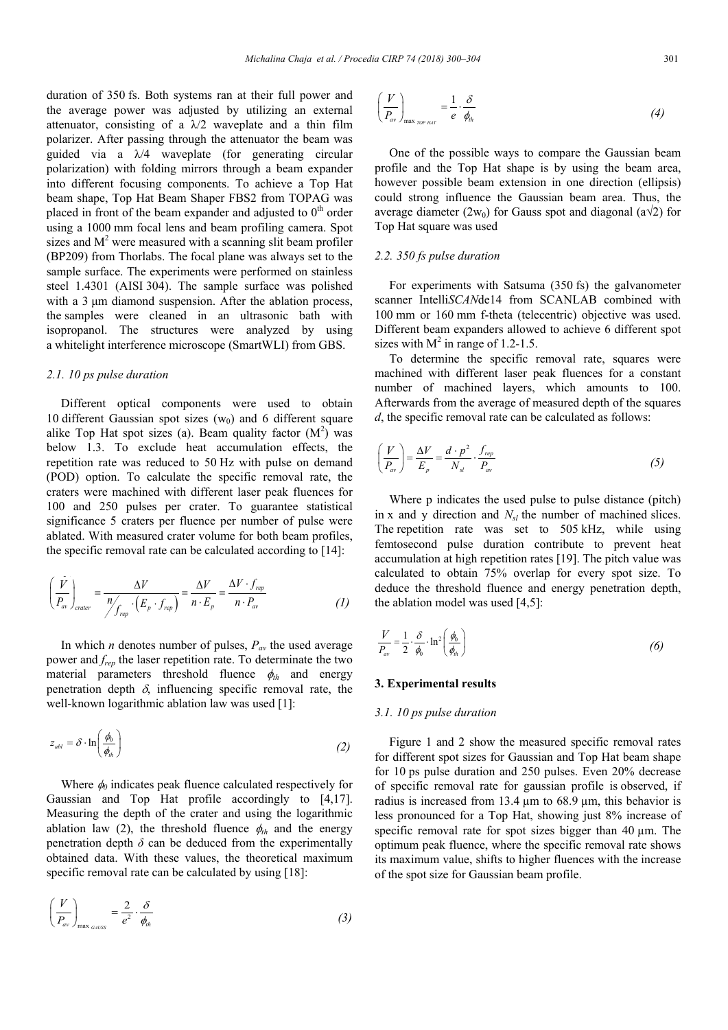duration of 350 fs. Both systems ran at their full power and the average power was adjusted by utilizing an external attenuator, consisting of a λ/2 waveplate and a thin film polarizer. After passing through the attenuator the beam was guided via a λ/4 waveplate (for generating circular polarization) with folding mirrors through a beam expander into different focusing components. To achieve a Top Hat beam shape, Top Hat Beam Shaper FBS2 from TOPAG was placed in front of the beam expander and adjusted to $0^{th}$ order using a 1000 mm focal lens and beam profiling camera. Spot sizes and $M^2$ were measured with a scanning slit beam profiler (BP209) from Thorlabs. The focal plane was always set to the sample surface. The experiments were performed on stainless steel 1.4301 (AISI 304). The sample surface was polished with a 3 μm diamond suspension. After the ablation process, the samples were cleaned in an ultrasonic bath with isopropanol. The structures were analyzed by using a whitelight interference microscope (SmartWLI) from GBS.

### 2.1. 10 ps pulse duration

Different optical components were used to obtain 10 different Gaussian spot sizes ($w_0$) and 6 different square alike Top Hat spot sizes (a). Beam quality factor ($M^2$) was below 1.3. To exclude heat accumulation effects, the repetition rate was reduced to 50 Hz with pulse on demand (POD) option. To calculate the specific removal rate, the craters were machined with different laser peak fluences for 100 and 250 pulses per crater. To guarantee statistical significance 5 craters per fluence per number of pulse were ablated. With measured crater volume for both beam profiles, the specific removal rate can be calculated according to [14]:

$$\left(\frac{\dot{V}}{P_{av}}\right)_{crater} = \frac{\Delta V}{\frac{n}{f_{rep}} \cdot \left(E_p \cdot f_{rep}\right)} = \frac{\Delta V}{n \cdot E_p} = \frac{\Delta V \cdot f_{rep}}{n \cdot P_{av}} \tag{1}$$

In which $n$ denotes number of pulses, $P_{av}$ the used average power and $f_{rep}$ the laser repetition rate. To determinate the two material parameters threshold fluence $\phi_{th}$ and energy penetration depth $\delta$, influencing specific removal rate, the well-known logarithmic ablation law was used [1]:

$$z_{abl} = \delta \cdot \ln\left(\frac{\phi_0}{\phi_{th}}\right) \tag{2}$$

Where $\phi_0$ indicates peak fluence calculated respectively for Gaussian and Top Hat profile accordingly to [4,17]. Measuring the depth of the crater and using the logarithmic ablation law (2), the threshold fluence $\phi_{th}$ and the energy penetration depth $\delta$ can be deduced from the experimentally obtained data. With these values, the theoretical maximum specific removal rate can be calculated by using [18]:

$$\left(\frac{V}{P_{av}}\right)_{\max_{GAUSS}} = \frac{2}{e^2} \cdot \frac{\delta}{\phi_{th}} \tag{3}$$

$$\left(\frac{V}{P_{av}}\right)_{\max_{TOP\ HAT}} = \frac{1}{e} \cdot \frac{\delta}{\phi_{th}} \tag{4}$$

One of the possible ways to compare the Gaussian beam profile and the Top Hat shape is by using the beam area, however possible beam extension in one direction (ellipsis) could strong influence the Gaussian beam area. Thus, the average diameter ($2w_0$) for Gauss spot and diagonal ($a\sqrt{2}$) for Top Hat square was used

### 2.2. 350 fs pulse duration

For experiments with Satsuma (350 fs) the galvanometer scanner Intelli*SCAN*de14 from SCANLAB combined with 100 mm or 160 mm f-theta (telecentric) objective was used. Different beam expanders allowed to achieve 6 different spot sizes with $M^2$ in range of 1.2-1.5.

To determine the specific removal rate, squares were machined with different laser peak fluences for a constant number of machined layers, which amounts to 100. Afterwards from the average of measured depth of the squares $d$, the specific removal rate can be calculated as follows:

$$\left(\frac{V}{P_{av}}\right) = \frac{\Delta V}{E_p} = \frac{d \cdot p^2}{N_{sl}} \cdot \frac{f_{rep}}{P_{av}} \tag{5}$$

Where p indicates the used pulse to pulse distance (pitch) in x and y direction and $N_{sl}$ the number of machined slices. The repetition rate was set to 505 kHz, while using femtosecond pulse duration contribute to prevent heat accumulation at high repetition rates [19]. The pitch value was calculated to obtain 75% overlap for every spot size. To deduce the threshold fluence and energy penetration depth, the ablation model was used [4,5]:

$$\frac{V}{P_{av}} = \frac{1}{2} \cdot \frac{\delta}{\phi_0} \cdot \ln^2\left(\frac{\phi_0}{\phi_{th}}\right) \tag{6}$$

## 3. Experimental results

### 3.1. 10 ps pulse duration

Figure 1 and 2 show the measured specific removal rates for different spot sizes for Gaussian and Top Hat beam shape for 10 ps pulse duration and 250 pulses. Even 20% decrease of specific removal rate for gaussian profile is observed, if radius is increased from 13.4 μm to 68.9 μm, this behavior is less pronounced for a Top Hat, showing just 8% increase of specific removal rate for spot sizes bigger than 40 μm. The optimum peak fluence, where the specific removal rate shows its maximum value, shifts to higher fluences with the increase of the spot size for Gaussian beam profile.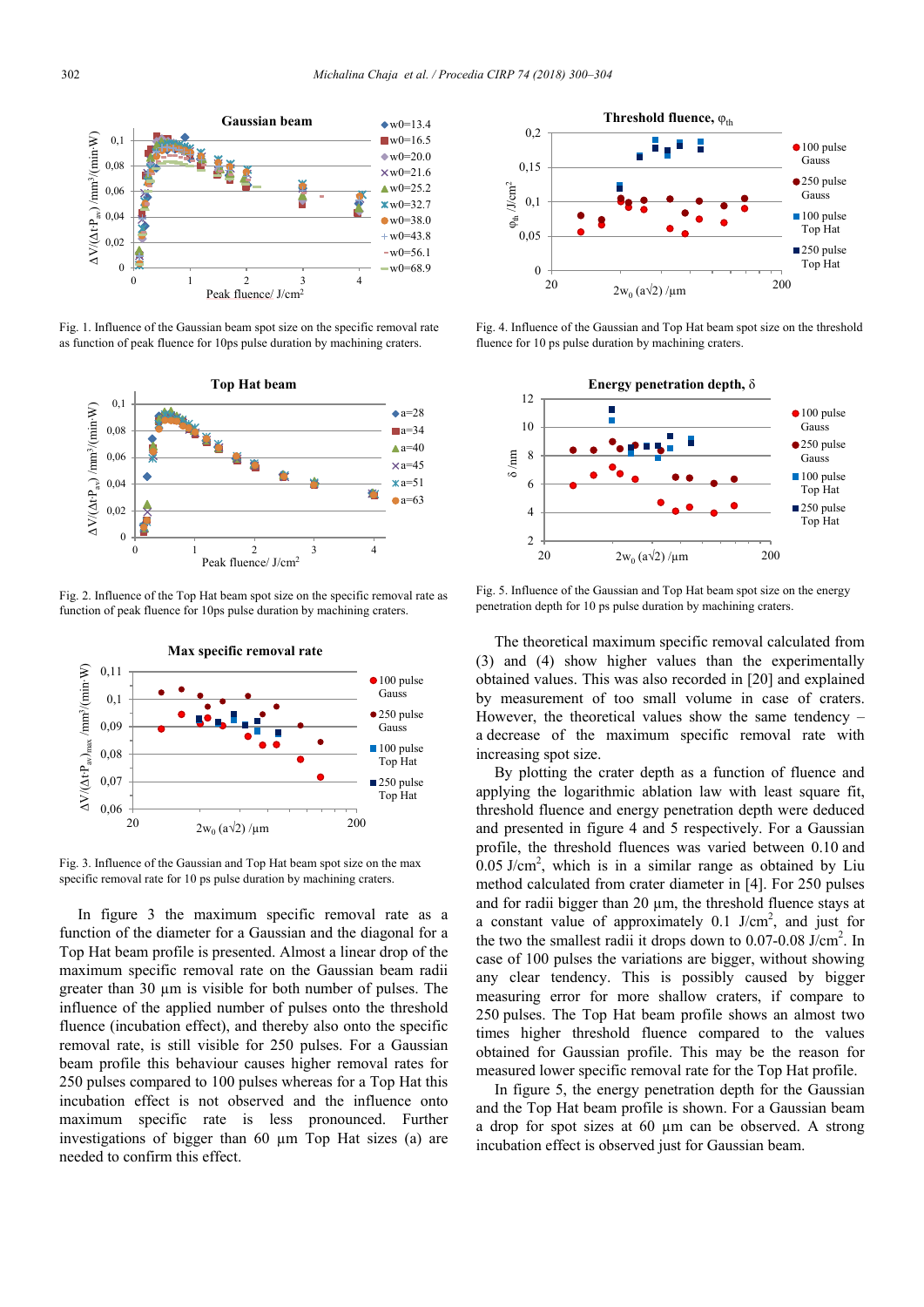Fig. 1. Influence of the Gaussian beam spot size on the specific removal rate as function of peak fluence for 10ps pulse duration by machining craters.

Fig. 2. Influence of the Top Hat beam spot size on the specific removal rate as function of peak fluence for 10ps pulse duration by machining craters.

Fig. 3. Influence of the Gaussian and Top Hat beam spot size on the max specific removal rate for 10 ps pulse duration by machining craters.

In figure 3 the maximum specific removal rate as a function of the diameter for a Gaussian and the diagonal for a Top Hat beam profile is presented. Almost a linear drop of the maximum specific removal rate on the Gaussian beam radii greater than 30 µm is visible for both number of pulses. The influence of the applied number of pulses onto the threshold fluence (incubation effect), and thereby also onto the specific removal rate, is still visible for 250 pulses. For a Gaussian beam profile this behaviour causes higher removal rates for 250 pulses compared to 100 pulses whereas for a Top Hat this incubation effect is not observed and the influence onto maximum specific rate is less pronounced. Further investigations of bigger than 60 µm Top Hat sizes (a) are needed to confirm this effect.

Fig. 4. Influence of the Gaussian and Top Hat beam spot size on the threshold fluence for 10 ps pulse duration by machining craters.

Fig. 5. Influence of the Gaussian and Top Hat beam spot size on the energy penetration depth for 10 ps pulse duration by machining craters.

The theoretical maximum specific removal calculated from (3) and (4) show higher values than the experimentally obtained values. This was also recorded in [20] and explained by measurement of too small volume in case of craters. However, the theoretical values show the same tendency – a decrease of the maximum specific removal rate with increasing spot size.

By plotting the crater depth as a function of fluence and applying the logarithmic ablation law with least square fit, threshold fluence and energy penetration depth were deduced and presented in figure 4 and 5 respectively. For a Gaussian profile, the threshold fluences was varied between 0.10 and 0.05 J/cm$^2$, which is in a similar range as obtained by Liu method calculated from crater diameter in [4]. For 250 pulses and for radii bigger than 20 µm, the threshold fluence stays at a constant value of approximately 0.1 J/cm$^2$, and just for the two the smallest radii it drops down to 0.07-0.08 J/cm$^2$. In case of 100 pulses the variations are bigger, without showing any clear tendency. This is possibly caused by bigger measuring error for more shallow craters, if compare to 250 pulses. The Top Hat beam profile shows an almost two times higher threshold fluence compared to the values obtained for Gaussian profile. This may be the reason for measured lower specific removal rate for the Top Hat profile.

In figure 5, the energy penetration depth for the Gaussian and the Top Hat beam profile is shown. For a Gaussian beam a drop for spot sizes at 60 µm can be observed. A strong incubation effect is observed just for Gaussian beam.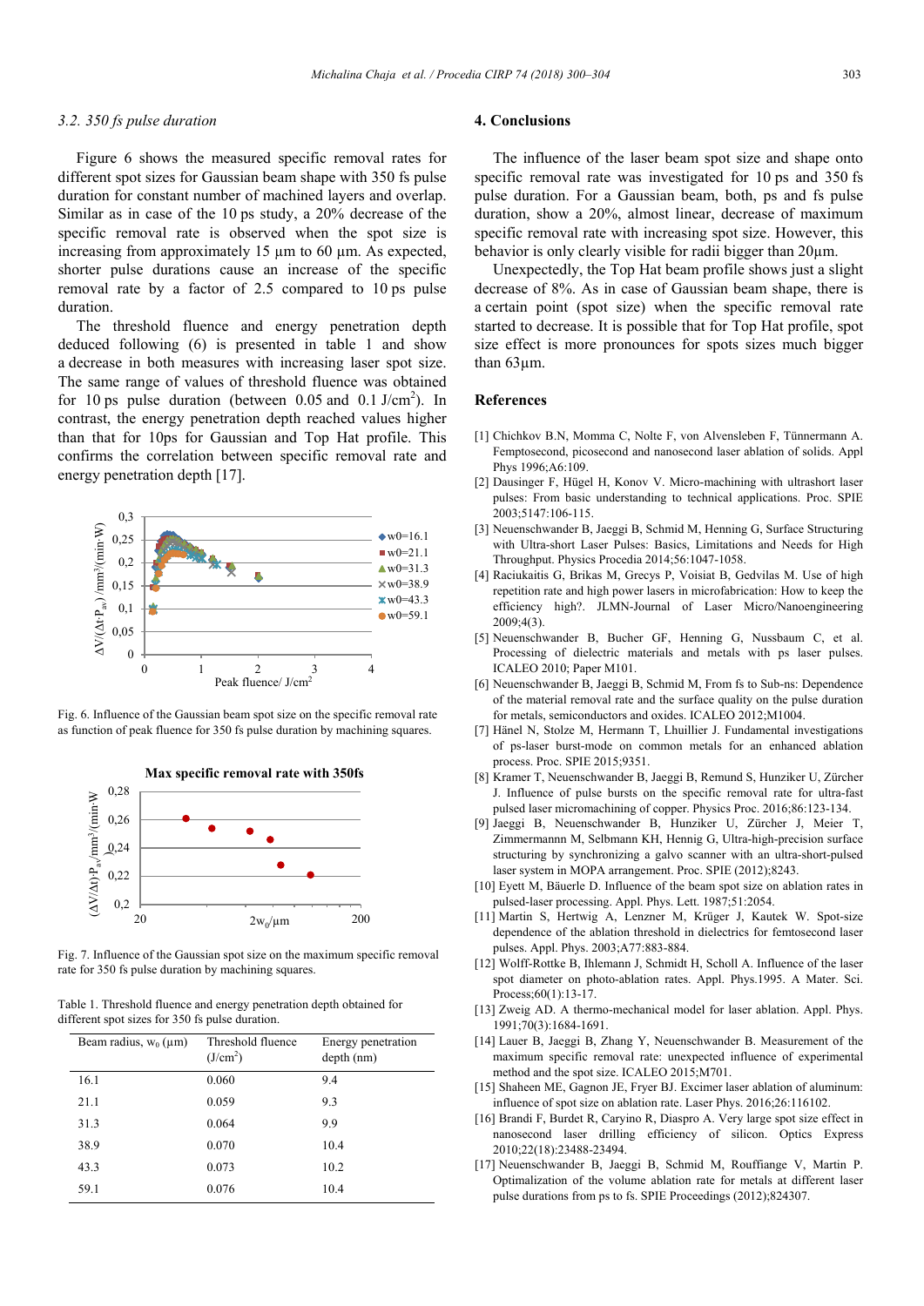### 3.2. 350 fs pulse duration

Figure 6 shows the measured specific removal rates for different spot sizes for Gaussian beam shape with 350 fs pulse duration for constant number of machined layers and overlap. Similar as in case of the 10 ps study, a 20% decrease of the specific removal rate is observed when the spot size is increasing from approximately 15 µm to 60 µm. As expected, shorter pulse durations cause an increase of the specific removal rate by a factor of 2.5 compared to 10 ps pulse duration.

The threshold fluence and energy penetration depth deduced following (6) is presented in table 1 and show a decrease in both measures with increasing laser spot size. The same range of values of threshold fluence was obtained for 10 ps pulse duration (between 0.05 and 0.1 J/cm$^2$). In contrast, the energy penetration depth reached values higher than that for 10ps for Gaussian and Top Hat profile. This confirms the correlation between specific removal rate and energy penetration depth [17].

Fig. 6. Influence of the Gaussian beam spot size on the specific removal rate as function of peak fluence for 350 fs pulse duration by machining squares.

Fig. 7. Influence of the Gaussian spot size on the maximum specific removal rate for 350 fs pulse duration by machining squares.

Table 1. Threshold fluence and energy penetration depth obtained for different spot sizes for 350 fs pulse duration.

| Beam radius, $w_0$ (µm) | Threshold fluence (J/cm$^2$) | Energy penetration depth (nm) |
|---|---|---|
| 16.1 | 0.060 | 9.4 |
| 21.1 | 0.059 | 9.3 |
| 31.3 | 0.064 | 9.9 |
| 38.9 | 0.070 | 10.4 |
| 43.3 | 0.073 | 10.2 |
| 59.1 | 0.076 | 10.4 |

## 4. Conclusions

The influence of the laser beam spot size and shape onto specific removal rate was investigated for 10 ps and 350 fs pulse duration. For a Gaussian beam, both, ps and fs pulse duration, show a 20%, almost linear, decrease of maximum specific removal rate with increasing spot size. However, this behavior is only clearly visible for radii bigger than 20µm.

Unexpectedly, the Top Hat beam profile shows just a slight decrease of 8%. As in case of Gaussian beam shape, there is a certain point (spot size) when the specific removal rate started to decrease. It is possible that for Top Hat profile, spot size effect is more pronounced for spots sizes much bigger than 63µm.

## References

[1] Chichkov B.N, Momma C, Nolte F, von Alvensleben F, Tünnermann A. Femptosecond, picosecond and nanosecond laser ablation of solids. Appl Phys 1996;A6:109.

[2] Dausinger F, Hügel H, Konov V. Micro-machining with ultrashort laser pulses: From basic understanding to technical applications. Proc. SPIE 2003;5147:106-115.

[3] Neuenschwander B, Jaeggi B, Schmid M, Henning G, Surface Structuring with Ultra-short Laser Pulses: Basics, Limitations and Needs for High Throughput. Physics Procedia 2014;56:1047-1058.

[4] Raciukaitis G, Brikas M, Grecys P, Voisiat B, Gedvilas M. Use of high repetition rate and high power lasers in microfabrication: How to keep the efficiency high?. JLMN-Journal of Laser Micro/Nanoengineering 2009;4(3).

[5] Neuenschwander B, Bucher GF, Henning G, Nussbaum C, et al. Processing of dielectric materials and metals with ps laser pulses. ICALEO 2010; Paper M101.

[6] Neuenschwander B, Jaeggi B, Schmid M, From fs to Sub-ns: Dependence of the material removal rate and the surface quality on the pulse duration for metals, semiconductors and oxides. ICALEO 2012;M1004.

[7] Hänel N, Stolze M, Hermann T, Lhuillier J. Fundamental investigations of ps-laser burst-mode on common metals for an enhanced ablation process. Proc. SPIE 2015;9351.

[8] Kramer T, Neuenschwander B, Jaeggi B, Remund S, Hunziker U, Zürcher J. Influence of pulse bursts on the specific removal rate for ultra-fast pulsed laser micromachining of copper. Physics Proc. 2016;86:123-134.

[9] Jaeggi B, Neuenschwander B, Hunziker U, Zürcher J, Meier T, Zimmermannn M, Selbmann KH, Hennig G, Ultra-high-precision surface structuring by synchronizing a galvo scanner with an ultra-short-pulsed laser system in MOPA arrangement. Proc. SPIE (2012);8243.

[10] Eyett M, Bäuerle D. Influence of the beam spot size on ablation rates in pulsed-laser processing. Appl. Phys. Lett. 1987;51:2054.

[11] Martin S, Hertwig A, Lenzner M, Krüger J, Kautek W. Spot-size dependence of the ablation threshold in dielectrics for femtosecond laser pulses. Appl. Phys. 2003;A77:883-884.

[12] Wolff-Rottke B, Ihlemann J, Schmidt H, Scholl A. Influence of the laser spot diameter on photo-ablation rates. Appl. Phys.1995. A Mater. Sci. Process;60(1):13-17.

[13] Zweig AD. A thermo-mechanical model for laser ablation. Appl. Phys. 1991;70(3):1684-1691.

[14] Lauer B, Jaeggi B, Zhang Y, Neuenschwander B. Measurement of the maximum specific removal rate: unexpected influence of experimental method and the spot size. ICALEO 2015;M701.

[15] Shaheen ME, Gagnon JE, Fryer BJ. Excimer laser ablation of aluminum: influence of spot size on ablation rate. Laser Phys. 2016;26:116102.

[16] Brandi F, Burdet R, Caryino R, Diaspro A. Very large spot size effect in nanosecond laser drilling efficiency of silicon. Optics Express 2010;22(18):23488-23494.

[17] Neuenschwander B, Jaeggi B, Schmid M, Rouffiange V, Martin P. Optimalization of the volume ablation rate for metals at different laser pulse durations from ps to fs. SPIE Proceedings (2012);824307.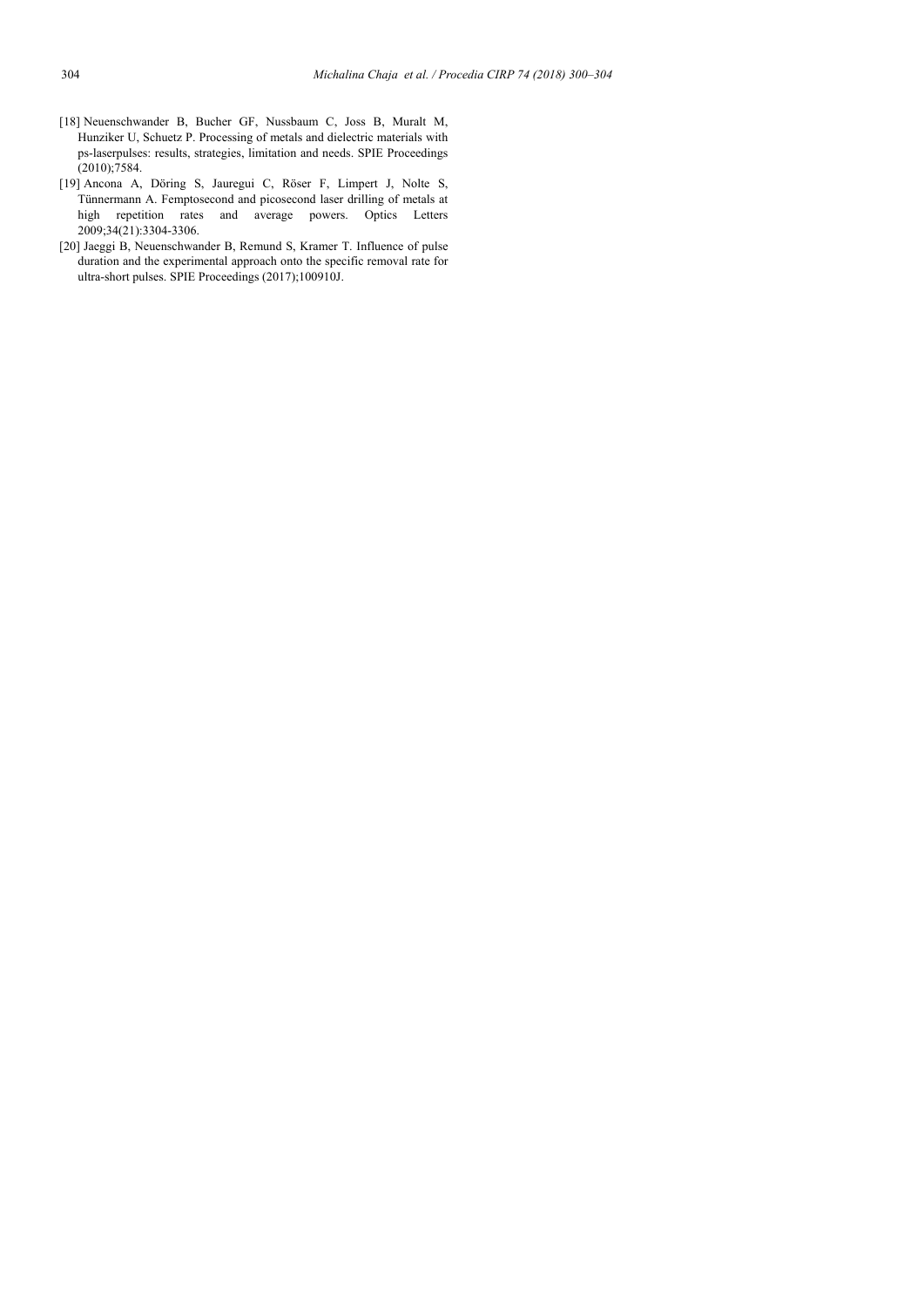[18] Neuenschwander B, Bucher GF, Nussbaum C, Joss B, Muralt M, Hunziker U, Schuetz P. Processing of metals and dielectric materials with ps-laserpulses: results, strategies, limitation and needs. SPIE Proceedings (2010);7584.

[19] Ancona A, Döring S, Jauregui C, Röser F, Limpert J, Nolte S, Tünnermann A. Femptosecond and picosecond laser drilling of metals at high repetition rates and average powers. Optics Letters 2009;34(21):3304-3306.

[20] Jaeggi B, Neuenschwander B, Remund S, Kramer T. Influence of pulse duration and the experimental approach onto the specific removal rate for ultra-short pulses. SPIE Proceedings (2017);100910J.